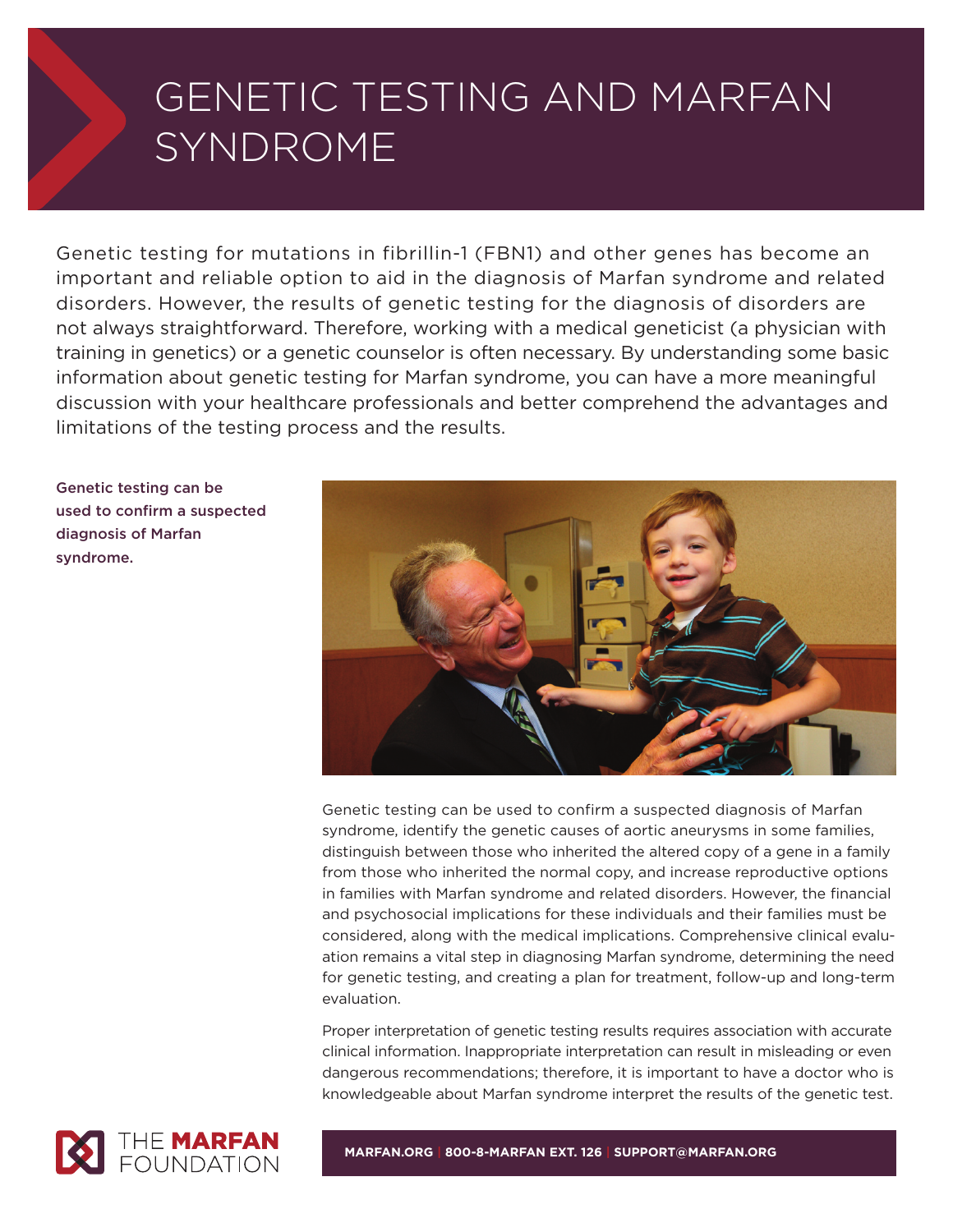# GENETIC TESTING AND MARFAN SYNDROME

Genetic testing for mutations in fibrillin-1 (FBN1) and other genes has become an important and reliable option to aid in the diagnosis of Marfan syndrome and related disorders. However, the results of genetic testing for the diagnosis of disorders are not always straightforward. Therefore, working with a medical geneticist (a physician with training in genetics) or a genetic counselor is often necessary. By understanding some basic information about genetic testing for Marfan syndrome, you can have a more meaningful discussion with your healthcare professionals and better comprehend the advantages and limitations of the testing process and the results.

**Genetic testing can be used to confirm a suspected diagnosis of Marfan syndrome.**

Genetic testing can be used to confirm a suspected diagnosis of Marfan syndrome, identify the genetic causes of aortic aneurysms in some families, distinguish between those who inherited the altered copy of a gene in a family from those who inherited the normal copy, and increase reproductive options in families with Marfan syndrome and related disorders. However, the financial and psychosocial implications for these individuals and their families must be considered, along with the medical implications. Comprehensive clinical evaluation remains a vital step in diagnosing Marfan syndrome, determining the need for genetic testing, and creating a plan for treatment, follow-up and long-term evaluation.

Proper interpretation of genetic testing results requires association with accurate clinical information. Inappropriate interpretation can result in misleading or even dangerous recommendations; therefore, it is important to have a doctor who is knowledgeable about Marfan syndrome interpret the results of the genetic test.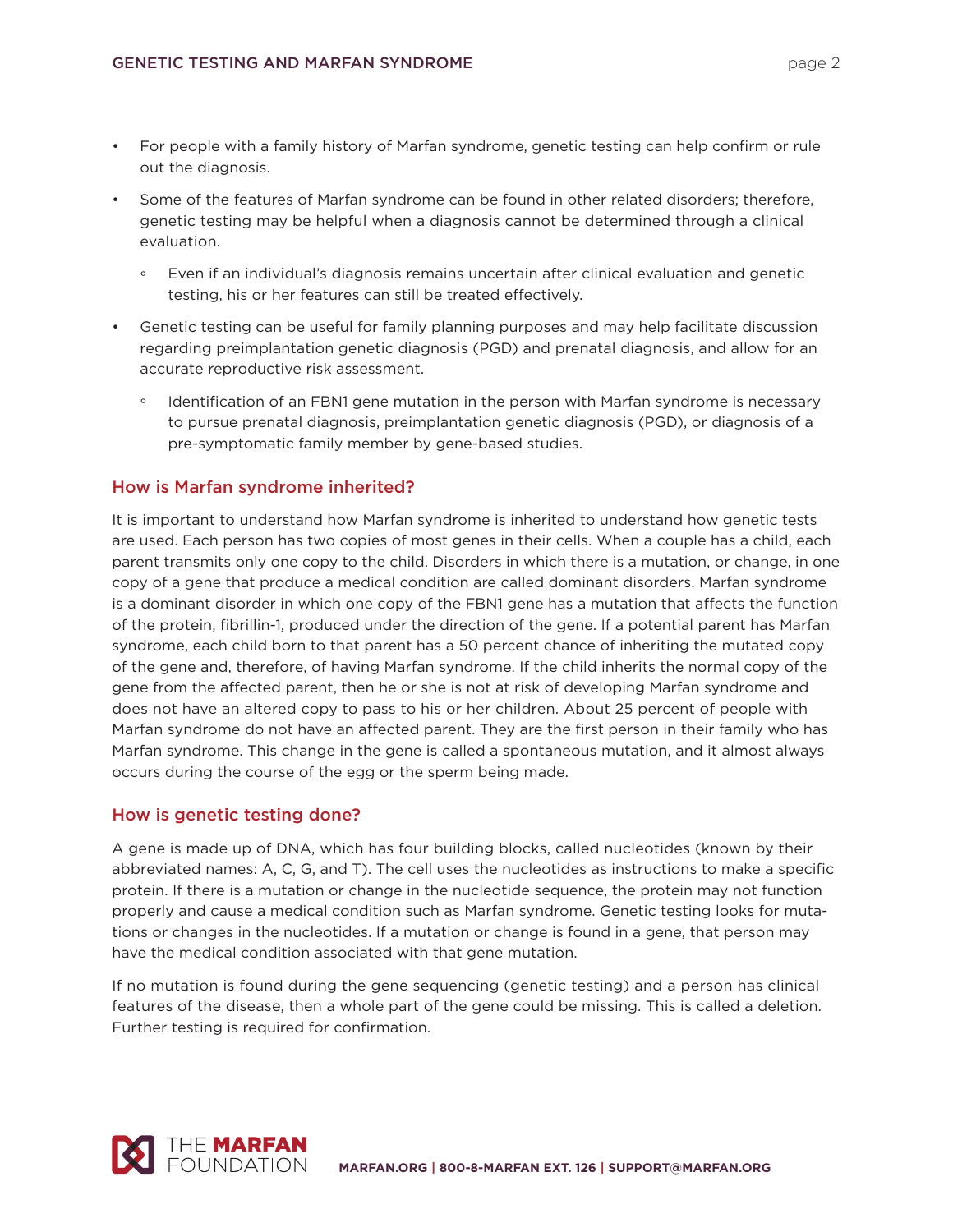- For people with a family history of Marfan syndrome, genetic testing can help confirm or rule out the diagnosis.
- Some of the features of Marfan syndrome can be found in other related disorders; therefore, genetic testing may be helpful when a diagnosis cannot be determined through a clinical evaluation.
  - Even if an individual's diagnosis remains uncertain after clinical evaluation and genetic testing, his or her features can still be treated effectively.
- Genetic testing can be useful for family planning purposes and may help facilitate discussion regarding preimplantation genetic diagnosis (PGD) and prenatal diagnosis, and allow for an accurate reproductive risk assessment.
  - Identification of an FBN1 gene mutation in the person with Marfan syndrome is necessary to pursue prenatal diagnosis, preimplantation genetic diagnosis (PGD), or diagnosis of a pre-symptomatic family member by gene-based studies.

## How is Marfan syndrome inherited?

It is important to understand how Marfan syndrome is inherited to understand how genetic tests are used. Each person has two copies of most genes in their cells. When a couple has a child, each parent transmits only one copy to the child. Disorders in which there is a mutation, or change, in one copy of a gene that produce a medical condition are called dominant disorders. Marfan syndrome is a dominant disorder in which one copy of the FBN1 gene has a mutation that affects the function of the protein, fibrillin-1, produced under the direction of the gene. If a potential parent has Marfan syndrome, each child born to that parent has a 50 percent chance of inheriting the mutated copy of the gene and, therefore, of having Marfan syndrome. If the child inherits the normal copy of the gene from the affected parent, then he or she is not at risk of developing Marfan syndrome and does not have an altered copy to pass to his or her children. About 25 percent of people with Marfan syndrome do not have an affected parent. They are the first person in their family who has Marfan syndrome. This change in the gene is called a spontaneous mutation, and it almost always occurs during the course of the egg or the sperm being made.

## How is genetic testing done?

A gene is made up of DNA, which has four building blocks, called nucleotides (known by their abbreviated names: A, C, G, and T). The cell uses the nucleotides as instructions to make a specific protein. If there is a mutation or change in the nucleotide sequence, the protein may not function properly and cause a medical condition such as Marfan syndrome. Genetic testing looks for mutations or changes in the nucleotides. If a mutation or change is found in a gene, that person may have the medical condition associated with that gene mutation.

If no mutation is found during the gene sequencing (genetic testing) and a person has clinical features of the disease, then a whole part of the gene could be missing. This is called a deletion. Further testing is required for confirmation.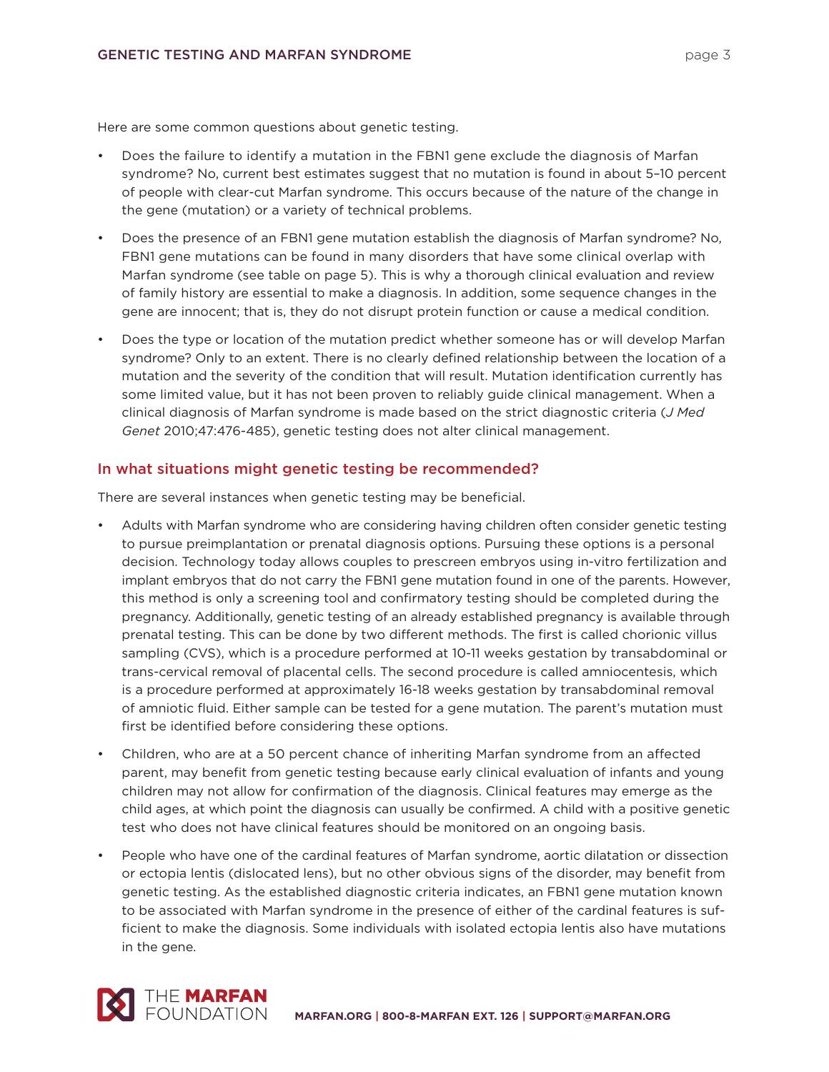Here are some common questions about genetic testing.

- Does the failure to identify a mutation in the FBN1 gene exclude the diagnosis of Marfan syndrome? No, current best estimates suggest that no mutation is found in about 5–10 percent of people with clear-cut Marfan syndrome. This occurs because of the nature of the change in the gene (mutation) or a variety of technical problems.
- Does the presence of an FBN1 gene mutation establish the diagnosis of Marfan syndrome? No, FBN1 gene mutations can be found in many disorders that have some clinical overlap with Marfan syndrome (see table on page 5). This is why a thorough clinical evaluation and review of family history are essential to make a diagnosis. In addition, some sequence changes in the gene are innocent; that is, they do not disrupt protein function or cause a medical condition.
- Does the type or location of the mutation predict whether someone has or will develop Marfan syndrome? Only to an extent. There is no clearly defined relationship between the location of a mutation and the severity of the condition that will result. Mutation identification currently has some limited value, but it has not been proven to reliably guide clinical management. When a clinical diagnosis of Marfan syndrome is made based on the strict diagnostic criteria (*J Med Genet* 2010;47:476-485), genetic testing does not alter clinical management.

## In what situations might genetic testing be recommended?

There are several instances when genetic testing may be beneficial.

- Adults with Marfan syndrome who are considering having children often consider genetic testing to pursue preimplantation or prenatal diagnosis options. Pursuing these options is a personal decision. Technology today allows couples to prescreen embryos using in-vitro fertilization and implant embryos that do not carry the FBN1 gene mutation found in one of the parents. However, this method is only a screening tool and confirmatory testing should be completed during the pregnancy. Additionally, genetic testing of an already established pregnancy is available through prenatal testing. This can be done by two different methods. The first is called chorionic villus sampling (CVS), which is a procedure performed at 10-11 weeks gestation by transabdominal or trans-cervical removal of placental cells. The second procedure is called amniocentesis, which is a procedure performed at approximately 16-18 weeks gestation by transabdominal removal of amniotic fluid. Either sample can be tested for a gene mutation. The parent's mutation must first be identified before considering these options.
- Children, who are at a 50 percent chance of inheriting Marfan syndrome from an affected parent, may benefit from genetic testing because early clinical evaluation of infants and young children may not allow for confirmation of the diagnosis. Clinical features may emerge as the child ages, at which point the diagnosis can usually be confirmed. A child with a positive genetic test who does not have clinical features should be monitored on an ongoing basis.
- People who have one of the cardinal features of Marfan syndrome, aortic dilatation or dissection or ectopia lentis (dislocated lens), but no other obvious signs of the disorder, may benefit from genetic testing. As the established diagnostic criteria indicates, an FBN1 gene mutation known to be associated with Marfan syndrome in the presence of either of the cardinal features is sufficient to make the diagnosis. Some individuals with isolated ectopia lentis also have mutations in the gene.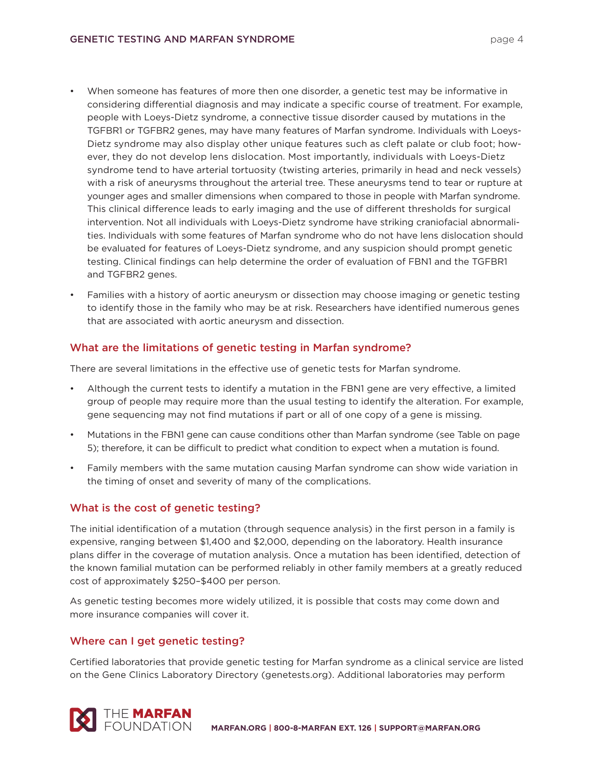- When someone has features of more then one disorder, a genetic test may be informative in considering differential diagnosis and may indicate a specific course of treatment. For example, people with Loeys-Dietz syndrome, a connective tissue disorder caused by mutations in the TGFBR1 or TGFBR2 genes, may have many features of Marfan syndrome. Individuals with Loeys-Dietz syndrome may also display other unique features such as cleft palate or club foot; however, they do not develop lens dislocation. Most importantly, individuals with Loeys-Dietz syndrome tend to have arterial tortuosity (twisting arteries, primarily in head and neck vessels) with a risk of aneurysms throughout the arterial tree. These aneurysms tend to tear or rupture at younger ages and smaller dimensions when compared to those in people with Marfan syndrome. This clinical difference leads to early imaging and the use of different thresholds for surgical intervention. Not all individuals with Loeys-Dietz syndrome have striking craniofacial abnormalities. Individuals with some features of Marfan syndrome who do not have lens dislocation should be evaluated for features of Loeys-Dietz syndrome, and any suspicion should prompt genetic testing. Clinical findings can help determine the order of evaluation of FBN1 and the TGFBR1 and TGFBR2 genes.
- Families with a history of aortic aneurysm or dissection may choose imaging or genetic testing to identify those in the family who may be at risk. Researchers have identified numerous genes that are associated with aortic aneurysm and dissection.

## What are the limitations of genetic testing in Marfan syndrome?

There are several limitations in the effective use of genetic tests for Marfan syndrome.

- Although the current tests to identify a mutation in the FBN1 gene are very effective, a limited group of people may require more than the usual testing to identify the alteration. For example, gene sequencing may not find mutations if part or all of one copy of a gene is missing.
- Mutations in the FBN1 gene can cause conditions other than Marfan syndrome (see Table on page 5); therefore, it can be difficult to predict what condition to expect when a mutation is found.
- Family members with the same mutation causing Marfan syndrome can show wide variation in the timing of onset and severity of many of the complications.

## What is the cost of genetic testing?

The initial identification of a mutation (through sequence analysis) in the first person in a family is expensive, ranging between $1,400 and $2,000, depending on the laboratory. Health insurance plans differ in the coverage of mutation analysis. Once a mutation has been identified, detection of the known familial mutation can be performed reliably in other family members at a greatly reduced cost of approximately $250–$400 per person.

As genetic testing becomes more widely utilized, it is possible that costs may come down and more insurance companies will cover it.

## Where can I get genetic testing?

Certified laboratories that provide genetic testing for Marfan syndrome as a clinical service are listed on the Gene Clinics Laboratory Directory (genetests.org). Additional laboratories may perform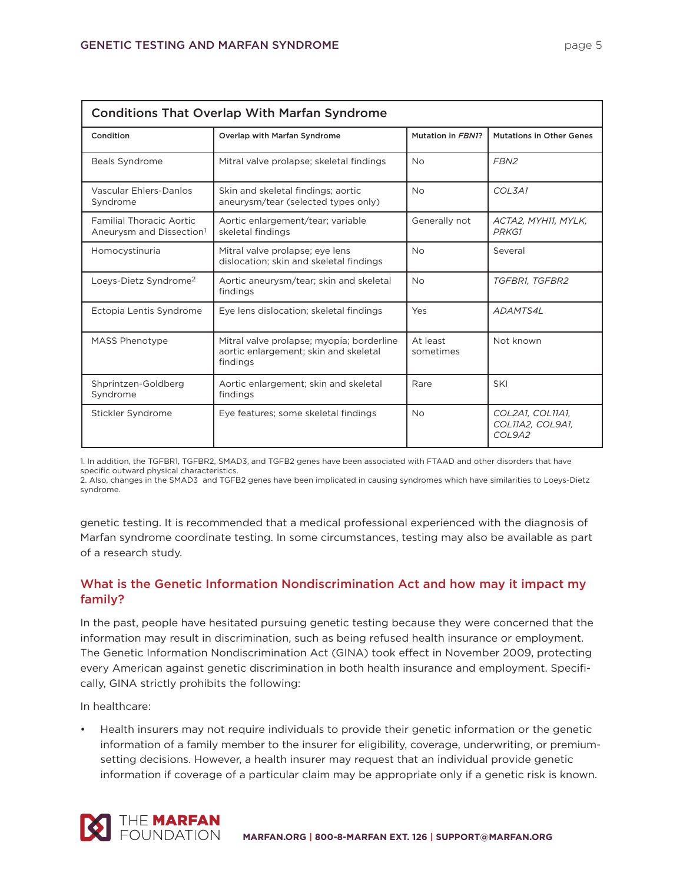| Conditions That Overlap With Marfan Syndrome | | | |
|---|---|---|---|
| **Condition** | **Overlap with Marfan Syndrome** | **Mutation in *FBN1*?** | **Mutations in Other Genes** |
| Beals Syndrome | Mitral valve prolapse; skeletal findings | No | *FBN2* |
| Vascular Ehlers-Danlos Syndrome | Skin and skeletal findings; aortic aneurysm/tear (selected types only) | No | *COL3A1* |
| Familial Thoracic Aortic Aneurysm and Dissection[1] | Aortic enlargement/tear; variable skeletal findings | Generally not | *ACTA2, MYH11, MYLK, PRKG1* |
| Homocystinuria | Mitral valve prolapse; eye lens dislocation; skin and skeletal findings | No | Several |
| Loeys-Dietz Syndrome[2] | Aortic aneurysm/tear; skin and skeletal findings | No | *TGFBR1, TGFBR2* |
| Ectopia Lentis Syndrome | Eye lens dislocation; skeletal findings | Yes | *ADAMTS4L* |
| MASS Phenotype | Mitral valve prolapse; myopia; borderline aortic enlargement; skin and skeletal findings | At least sometimes | Not known |
| Shprintzen-Goldberg Syndrome | Aortic enlargement; skin and skeletal findings | Rare | SKI |
| Stickler Syndrome | Eye features; some skeletal findings | No | *COL2A1, COL11A1, COL11A2, COL9A1, COL9A2* |

1. In addition, the TGFBR1, TGFBR2, SMAD3, and TGFB2 genes have been associated with FTAAD and other disorders that have specific outward physical characteristics.
2. Also, changes in the SMAD3 and TGFB2 genes have been implicated in causing syndromes which have similarities to Loeys-Dietz syndrome.

genetic testing. It is recommended that a medical professional experienced with the diagnosis of Marfan syndrome coordinate testing. In some circumstances, testing may also be available as part of a research study.

## What is the Genetic Information Nondiscrimination Act and how may it impact my family?

In the past, people have hesitated pursuing genetic testing because they were concerned that the information may result in discrimination, such as being refused health insurance or employment. The Genetic Information Nondiscrimination Act (GINA) took effect in November 2009, protecting every American against genetic discrimination in both health insurance and employment. Specifically, GINA strictly prohibits the following:

In healthcare:

- Health insurers may not require individuals to provide their genetic information or the genetic information of a family member to the insurer for eligibility, coverage, underwriting, or premium-setting decisions. However, a health insurer may request that an individual provide genetic information if coverage of a particular claim may be appropriate only if a genetic risk is known.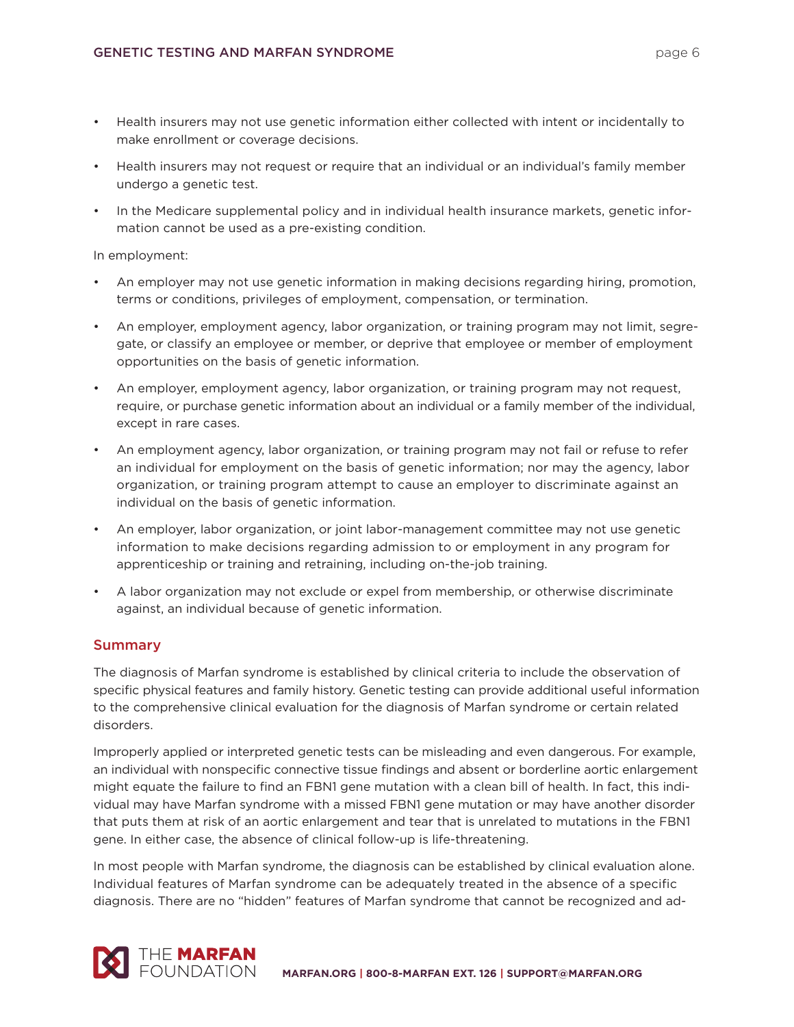- Health insurers may not use genetic information either collected with intent or incidentally to make enrollment or coverage decisions.
- Health insurers may not request or require that an individual or an individual's family member undergo a genetic test.
- In the Medicare supplemental policy and in individual health insurance markets, genetic information cannot be used as a pre-existing condition.

In employment:

- An employer may not use genetic information in making decisions regarding hiring, promotion, terms or conditions, privileges of employment, compensation, or termination.
- An employer, employment agency, labor organization, or training program may not limit, segregate, or classify an employee or member, or deprive that employee or member of employment opportunities on the basis of genetic information.
- An employer, employment agency, labor organization, or training program may not request, require, or purchase genetic information about an individual or a family member of the individual, except in rare cases.
- An employment agency, labor organization, or training program may not fail or refuse to refer an individual for employment on the basis of genetic information; nor may the agency, labor organization, or training program attempt to cause an employer to discriminate against an individual on the basis of genetic information.
- An employer, labor organization, or joint labor-management committee may not use genetic information to make decisions regarding admission to or employment in any program for apprenticeship or training and retraining, including on-the-job training.
- A labor organization may not exclude or expel from membership, or otherwise discriminate against, an individual because of genetic information.

## Summary

The diagnosis of Marfan syndrome is established by clinical criteria to include the observation of specific physical features and family history. Genetic testing can provide additional useful information to the comprehensive clinical evaluation for the diagnosis of Marfan syndrome or certain related disorders.

Improperly applied or interpreted genetic tests can be misleading and even dangerous. For example, an individual with nonspecific connective tissue findings and absent or borderline aortic enlargement might equate the failure to find an FBN1 gene mutation with a clean bill of health. In fact, this individual may have Marfan syndrome with a missed FBN1 gene mutation or may have another disorder that puts them at risk of an aortic enlargement and tear that is unrelated to mutations in the FBN1 gene. In either case, the absence of clinical follow-up is life-threatening.

In most people with Marfan syndrome, the diagnosis can be established by clinical evaluation alone. Individual features of Marfan syndrome can be adequately treated in the absence of a specific diagnosis. There are no "hidden" features of Marfan syndrome that cannot be recognized and ad-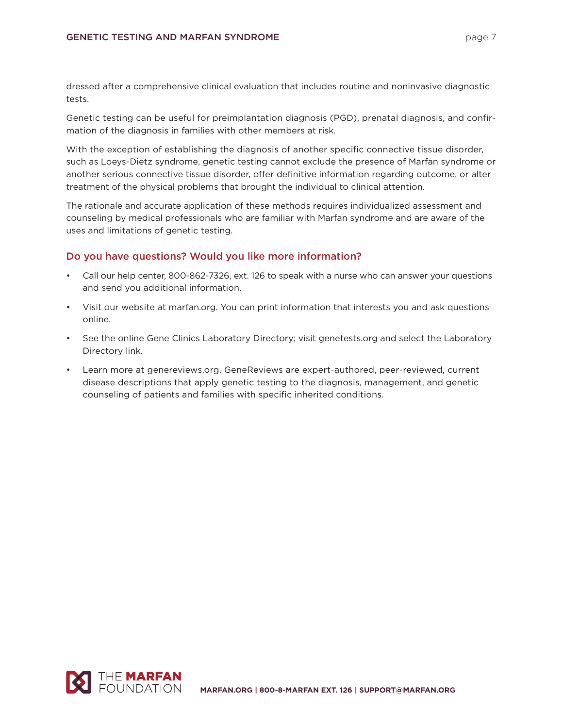dressed after a comprehensive clinical evaluation that includes routine and noninvasive diagnostic tests.

Genetic testing can be useful for preimplantation diagnosis (PGD), prenatal diagnosis, and confirmation of the diagnosis in families with other members at risk.

With the exception of establishing the diagnosis of another specific connective tissue disorder, such as Loeys-Dietz syndrome, genetic testing cannot exclude the presence of Marfan syndrome or another serious connective tissue disorder, offer definitive information regarding outcome, or alter treatment of the physical problems that brought the individual to clinical attention.

The rationale and accurate application of these methods requires individualized assessment and counseling by medical professionals who are familiar with Marfan syndrome and are aware of the uses and limitations of genetic testing.

## Do you have questions? Would you like more information?

- Call our help center, 800-862-7326, ext. 126 to speak with a nurse who can answer your questions and send you additional information.
- Visit our website at marfan.org. You can print information that interests you and ask questions online.
- See the online Gene Clinics Laboratory Directory; visit genetests.org and select the Laboratory Directory link.
- Learn more at genereviews.org. GeneReviews are expert-authored, peer-reviewed, current disease descriptions that apply genetic testing to the diagnosis, management, and genetic counseling of patients and families with specific inherited conditions.